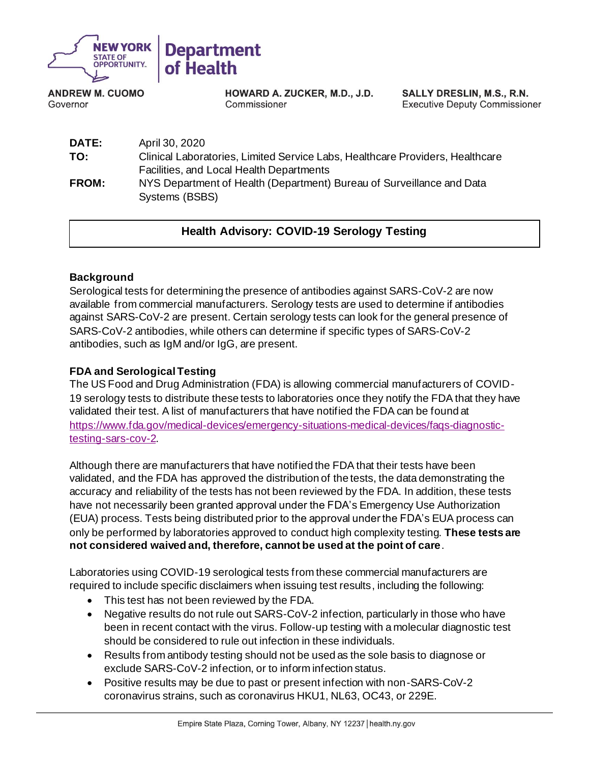**NEW YORK STATE OF OPPORTUNITY.** | **Department of Health**

**ANDREW M. CUOMO**
Governor

**HOWARD A. ZUCKER, M.D., J.D.**
Commissioner

**SALLY DRESLIN, M.S., R.N.**
Executive Deputy Commissioner

**DATE:** April 30, 2020
**TO:** Clinical Laboratories, Limited Service Labs, Healthcare Providers, Healthcare Facilities, and Local Health Departments
**FROM:** NYS Department of Health (Department) Bureau of Surveillance and Data Systems (BSBS)

# Health Advisory: COVID-19 Serology Testing

## Background

Serological tests for determining the presence of antibodies against SARS-CoV-2 are now available from commercial manufacturers. Serology tests are used to determine if antibodies against SARS-CoV-2 are present. Certain serology tests can look for the general presence of SARS-CoV-2 antibodies, while others can determine if specific types of SARS-CoV-2 antibodies, such as IgM and/or IgG, are present.

## FDA and Serological Testing

The US Food and Drug Administration (FDA) is allowing commercial manufacturers of COVID-19 serology tests to distribute these tests to laboratories once they notify the FDA that they have validated their test. A list of manufacturers that have notified the FDA can be found at https://www.fda.gov/medical-devices/emergency-situations-medical-devices/faqs-diagnostic-testing-sars-cov-2.

Although there are manufacturers that have notified the FDA that their tests have been validated, and the FDA has approved the distribution of the tests, the data demonstrating the accuracy and reliability of the tests has not been reviewed by the FDA. In addition, these tests have not necessarily been granted approval under the FDA's Emergency Use Authorization (EUA) process. Tests being distributed prior to the approval under the FDA's EUA process can only be performed by laboratories approved to conduct high complexity testing. **These tests are not considered waived and, therefore, cannot be used at the point of care**.

Laboratories using COVID-19 serological tests from these commercial manufacturers are required to include specific disclaimers when issuing test results, including the following:

- This test has not been reviewed by the FDA.
- Negative results do not rule out SARS-CoV-2 infection, particularly in those who have been in recent contact with the virus. Follow-up testing with a molecular diagnostic test should be considered to rule out infection in these individuals.
- Results from antibody testing should not be used as the sole basis to diagnose or exclude SARS-CoV-2 infection, or to inform infection status.
- Positive results may be due to past or present infection with non-SARS-CoV-2 coronavirus strains, such as coronavirus HKU1, NL63, OC43, or 229E.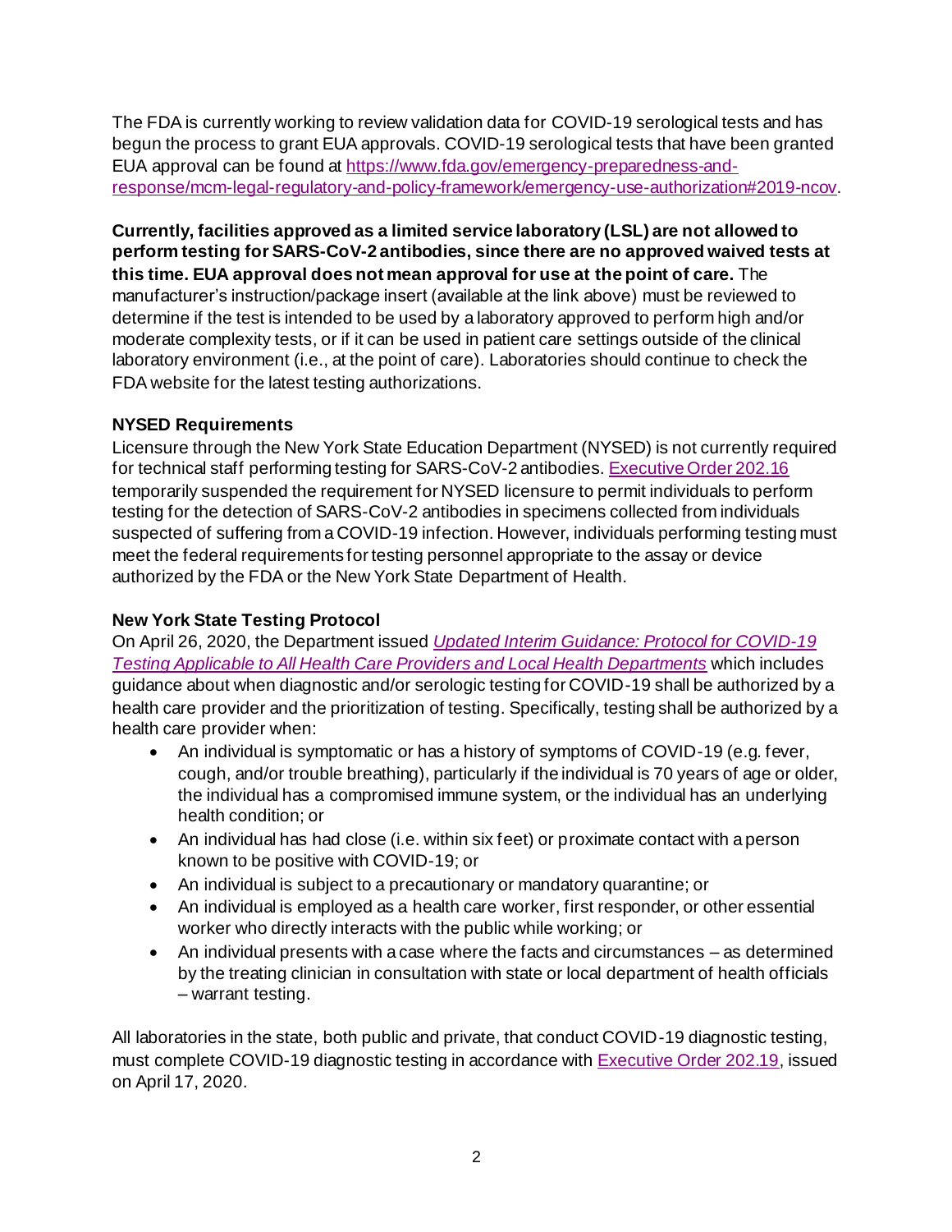The FDA is currently working to review validation data for COVID-19 serological tests and has begun the process to grant EUA approvals. COVID-19 serological tests that have been granted EUA approval can be found at [https://www.fda.gov/emergency-preparedness-and-response/mcm-legal-regulatory-and-policy-framework/emergency-use-authorization#2019-ncov](https://www.fda.gov/emergency-preparedness-and-response/mcm-legal-regulatory-and-policy-framework/emergency-use-authorization#2019-ncov).

**Currently, facilities approved as a limited service laboratory (LSL) are not allowed to perform testing for SARS-CoV-2 antibodies, since there are no approved waived tests at this time. EUA approval does not mean approval for use at the point of care.** The manufacturer's instruction/package insert (available at the link above) must be reviewed to determine if the test is intended to be used by a laboratory approved to perform high and/or moderate complexity tests, or if it can be used in patient care settings outside of the clinical laboratory environment (i.e., at the point of care). Laboratories should continue to check the FDA website for the latest testing authorizations.

### NYSED Requirements

Licensure through the New York State Education Department (NYSED) is not currently required for technical staff performing testing for SARS-CoV-2 antibodies. Executive Order 202.16 temporarily suspended the requirement for NYSED licensure to permit individuals to perform testing for the detection of SARS-CoV-2 antibodies in specimens collected from individuals suspected of suffering from a COVID-19 infection. However, individuals performing testing must meet the federal requirements for testing personnel appropriate to the assay or device authorized by the FDA or the New York State Department of Health.

### New York State Testing Protocol

On April 26, 2020, the Department issued *Updated Interim Guidance: Protocol for COVID-19 Testing Applicable to All Health Care Providers and Local Health Departments* which includes guidance about when diagnostic and/or serologic testing for COVID-19 shall be authorized by a health care provider and the prioritization of testing. Specifically, testing shall be authorized by a health care provider when:

- An individual is symptomatic or has a history of symptoms of COVID-19 (e.g. fever, cough, and/or trouble breathing), particularly if the individual is 70 years of age or older, the individual has a compromised immune system, or the individual has an underlying health condition; or
- An individual has had close (i.e. within six feet) or proximate contact with a person known to be positive with COVID-19; or
- An individual is subject to a precautionary or mandatory quarantine; or
- An individual is employed as a health care worker, first responder, or other essential worker who directly interacts with the public while working; or
- An individual presents with a case where the facts and circumstances – as determined by the treating clinician in consultation with state or local department of health officials – warrant testing.

All laboratories in the state, both public and private, that conduct COVID-19 diagnostic testing, must complete COVID-19 diagnostic testing in accordance with Executive Order 202.19, issued on April 17, 2020.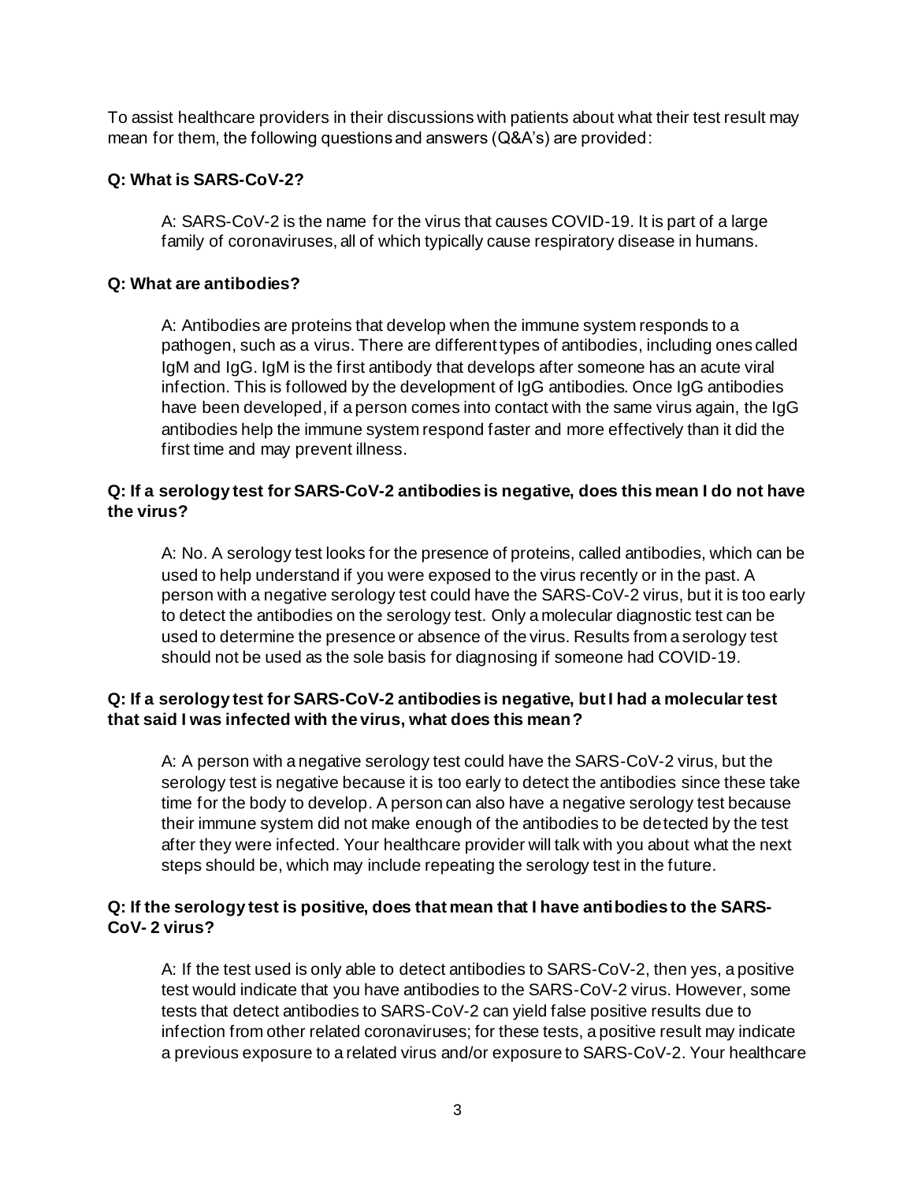To assist healthcare providers in their discussions with patients about what their test result may mean for them, the following questions and answers (Q&A's) are provided:

**Q: What is SARS-CoV-2?**

A: SARS-CoV-2 is the name for the virus that causes COVID-19. It is part of a large family of coronaviruses, all of which typically cause respiratory disease in humans.

**Q: What are antibodies?**

A: Antibodies are proteins that develop when the immune system responds to a pathogen, such as a virus. There are different types of antibodies, including ones called IgM and IgG. IgM is the first antibody that develops after someone has an acute viral infection. This is followed by the development of IgG antibodies. Once IgG antibodies have been developed, if a person comes into contact with the same virus again, the IgG antibodies help the immune system respond faster and more effectively than it did the first time and may prevent illness.

**Q: If a serology test for SARS-CoV-2 antibodies is negative, does this mean I do not have the virus?**

A: No. A serology test looks for the presence of proteins, called antibodies, which can be used to help understand if you were exposed to the virus recently or in the past. A person with a negative serology test could have the SARS-CoV-2 virus, but it is too early to detect the antibodies on the serology test. Only a molecular diagnostic test can be used to determine the presence or absence of the virus. Results from a serology test should not be used as the sole basis for diagnosing if someone had COVID-19.

**Q: If a serology test for SARS-CoV-2 antibodies is negative, but I had a molecular test that said I was infected with the virus, what does this mean?**

A: A person with a negative serology test could have the SARS-CoV-2 virus, but the serology test is negative because it is too early to detect the antibodies since these take time for the body to develop. A person can also have a negative serology test because their immune system did not make enough of the antibodies to be detected by the test after they were infected. Your healthcare provider will talk with you about what the next steps should be, which may include repeating the serology test in the future.

**Q: If the serology test is positive, does that mean that I have antibodies to the SARS-CoV- 2 virus?**

A: If the test used is only able to detect antibodies to SARS-CoV-2, then yes, a positive test would indicate that you have antibodies to the SARS-CoV-2 virus. However, some tests that detect antibodies to SARS-CoV-2 can yield false positive results due to infection from other related coronaviruses; for these tests, a positive result may indicate a previous exposure to a related virus and/or exposure to SARS-CoV-2. Your healthcare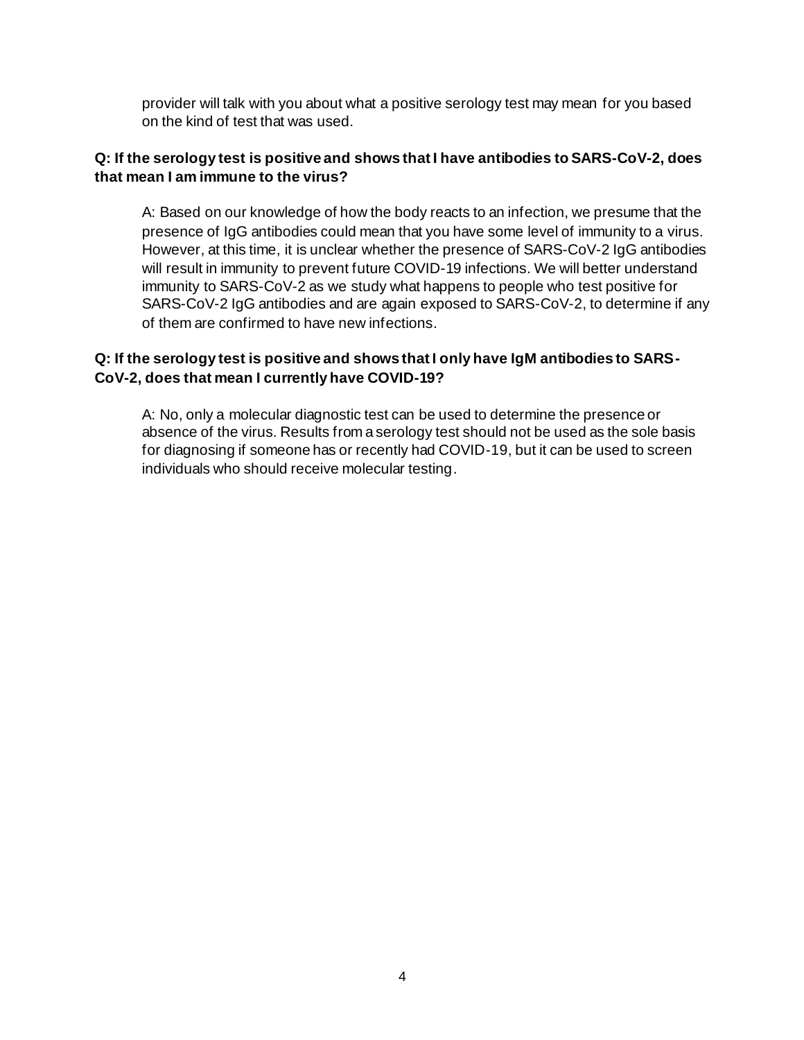provider will talk with you about what a positive serology test may mean for you based on the kind of test that was used.

**Q: If the serology test is positive and shows that I have antibodies to SARS-CoV-2, does that mean I am immune to the virus?**

A: Based on our knowledge of how the body reacts to an infection, we presume that the presence of IgG antibodies could mean that you have some level of immunity to a virus. However, at this time, it is unclear whether the presence of SARS-CoV-2 IgG antibodies will result in immunity to prevent future COVID-19 infections. We will better understand immunity to SARS-CoV-2 as we study what happens to people who test positive for SARS-CoV-2 IgG antibodies and are again exposed to SARS-CoV-2, to determine if any of them are confirmed to have new infections.

**Q: If the serology test is positive and shows that I only have IgM antibodies to SARS-CoV-2, does that mean I currently have COVID-19?**

A: No, only a molecular diagnostic test can be used to determine the presence or absence of the virus. Results from a serology test should not be used as the sole basis for diagnosing if someone has or recently had COVID-19, but it can be used to screen individuals who should receive molecular testing.